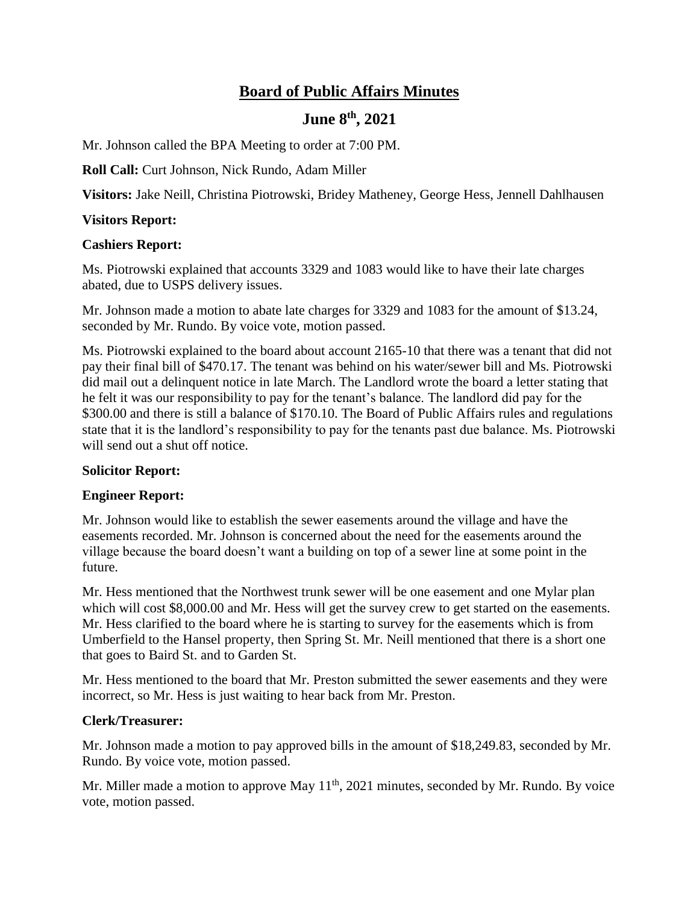# Board of Public Affairs Minutes

## June 8th, 2021

Mr. Johnson called the BPA Meeting to order at 7:00 PM.

**Roll Call:** Curt Johnson, Nick Rundo, Adam Miller

**Visitors:** Jake Neill, Christina Piotrowski, Bridey Matheney, George Hess, Jennell Dahlhausen

**Visitors Report:**

**Cashiers Report:**

Ms. Piotrowski explained that accounts 3329 and 1083 would like to have their late charges abated, due to USPS delivery issues.

Mr. Johnson made a motion to abate late charges for 3329 and 1083 for the amount of $13.24, seconded by Mr. Rundo. By voice vote, motion passed.

Ms. Piotrowski explained to the board about account 2165-10 that there was a tenant that did not pay their final bill of $470.17. The tenant was behind on his water/sewer bill and Ms. Piotrowski did mail out a delinquent notice in late March. The Landlord wrote the board a letter stating that he felt it was our responsibility to pay for the tenant's balance. The landlord did pay for the $300.00 and there is still a balance of $170.10. The Board of Public Affairs rules and regulations state that it is the landlord's responsibility to pay for the tenants past due balance. Ms. Piotrowski will send out a shut off notice.

**Solicitor Report:**

**Engineer Report:**

Mr. Johnson would like to establish the sewer easements around the village and have the easements recorded. Mr. Johnson is concerned about the need for the easements around the village because the board doesn't want a building on top of a sewer line at some point in the future.

Mr. Hess mentioned that the Northwest trunk sewer will be one easement and one Mylar plan which will cost $8,000.00 and Mr. Hess will get the survey crew to get started on the easements. Mr. Hess clarified to the board where he is starting to survey for the easements which is from Umberfield to the Hansel property, then Spring St. Mr. Neill mentioned that there is a short one that goes to Baird St. and to Garden St.

Mr. Hess mentioned to the board that Mr. Preston submitted the sewer easements and they were incorrect, so Mr. Hess is just waiting to hear back from Mr. Preston.

**Clerk/Treasurer:**

Mr. Johnson made a motion to pay approved bills in the amount of $18,249.83, seconded by Mr. Rundo. By voice vote, motion passed.

Mr. Miller made a motion to approve May 11th, 2021 minutes, seconded by Mr. Rundo. By voice vote, motion passed.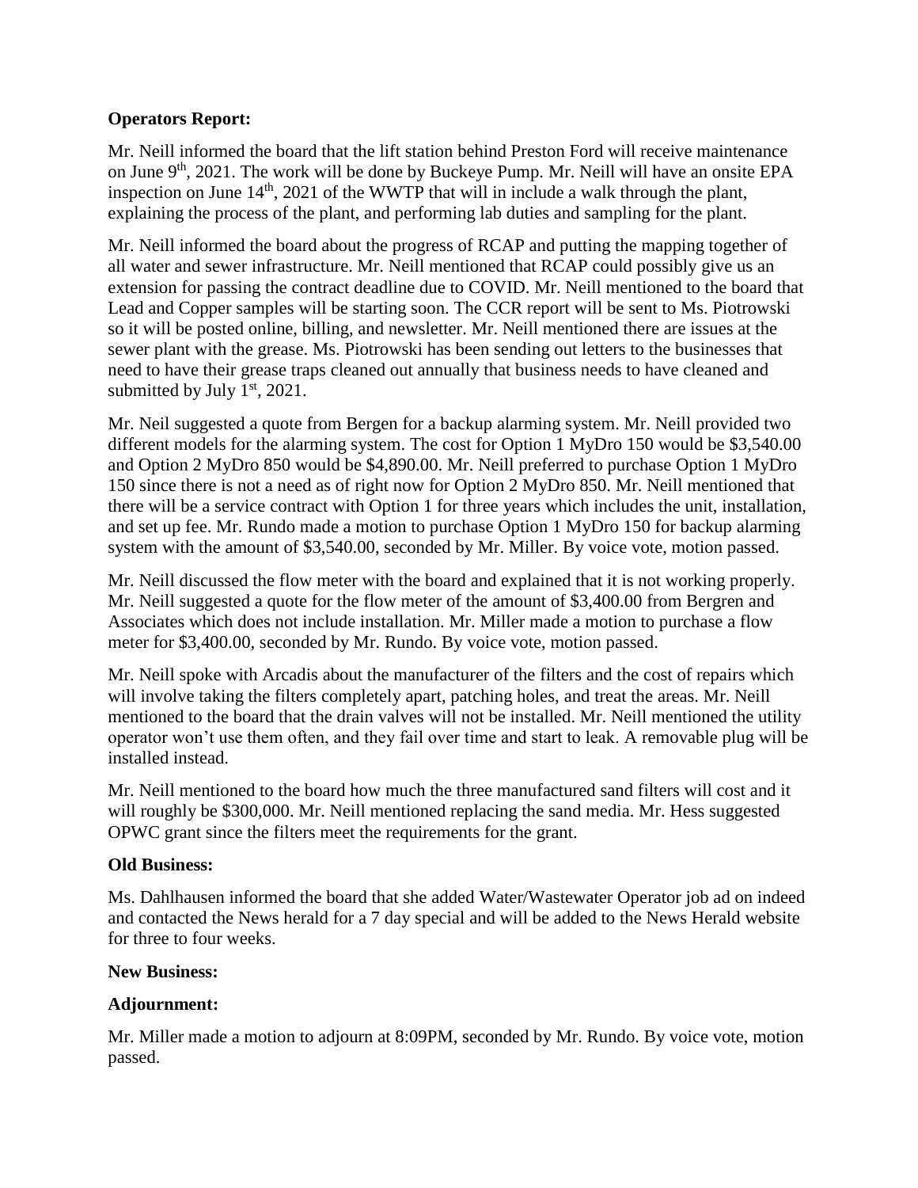**Operators Report:**

Mr. Neill informed the board that the lift station behind Preston Ford will receive maintenance on June 9th, 2021. The work will be done by Buckeye Pump. Mr. Neill will have an onsite EPA inspection on June 14th, 2021 of the WWTP that will in include a walk through the plant, explaining the process of the plant, and performing lab duties and sampling for the plant.

Mr. Neill informed the board about the progress of RCAP and putting the mapping together of all water and sewer infrastructure. Mr. Neill mentioned that RCAP could possibly give us an extension for passing the contract deadline due to COVID. Mr. Neill mentioned to the board that Lead and Copper samples will be starting soon. The CCR report will be sent to Ms. Piotrowski so it will be posted online, billing, and newsletter. Mr. Neill mentioned there are issues at the sewer plant with the grease. Ms. Piotrowski has been sending out letters to the businesses that need to have their grease traps cleaned out annually that business needs to have cleaned and submitted by July 1st, 2021.

Mr. Neil suggested a quote from Bergen for a backup alarming system. Mr. Neill provided two different models for the alarming system. The cost for Option 1 MyDro 150 would be $3,540.00 and Option 2 MyDro 850 would be $4,890.00. Mr. Neill preferred to purchase Option 1 MyDro 150 since there is not a need as of right now for Option 2 MyDro 850. Mr. Neill mentioned that there will be a service contract with Option 1 for three years which includes the unit, installation, and set up fee. Mr. Rundo made a motion to purchase Option 1 MyDro 150 for backup alarming system with the amount of $3,540.00, seconded by Mr. Miller. By voice vote, motion passed.

Mr. Neill discussed the flow meter with the board and explained that it is not working properly. Mr. Neill suggested a quote for the flow meter of the amount of $3,400.00 from Bergren and Associates which does not include installation. Mr. Miller made a motion to purchase a flow meter for $3,400.00, seconded by Mr. Rundo. By voice vote, motion passed.

Mr. Neill spoke with Arcadis about the manufacturer of the filters and the cost of repairs which will involve taking the filters completely apart, patching holes, and treat the areas. Mr. Neill mentioned to the board that the drain valves will not be installed. Mr. Neill mentioned the utility operator won't use them often, and they fail over time and start to leak. A removable plug will be installed instead.

Mr. Neill mentioned to the board how much the three manufactured sand filters will cost and it will roughly be $300,000. Mr. Neill mentioned replacing the sand media. Mr. Hess suggested OPWC grant since the filters meet the requirements for the grant.

**Old Business:**

Ms. Dahlhausen informed the board that she added Water/Wastewater Operator job ad on indeed and contacted the News herald for a 7 day special and will be added to the News Herald website for three to four weeks.

**New Business:**

**Adjournment:**

Mr. Miller made a motion to adjourn at 8:09PM, seconded by Mr. Rundo. By voice vote, motion passed.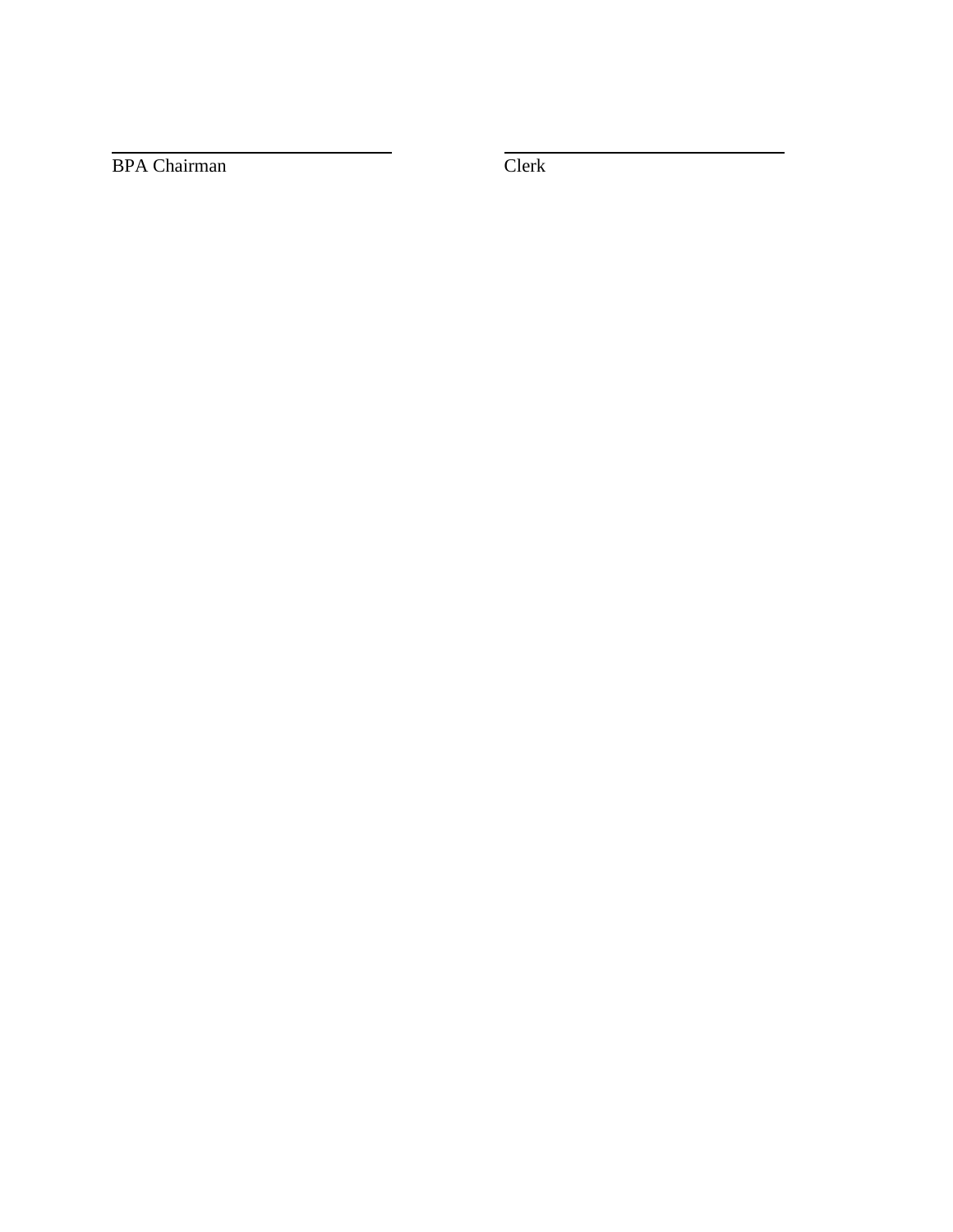\_\_\_\_\_\_\_\_\_\_\_\_\_\_\_\_\_\_\_\_\_\_\_\_\_\_\_\_\_\_ \_\_\_\_\_\_\_\_\_\_\_\_\_\_\_\_\_\_\_\_\_\_\_\_\_\_\_\_\_\_

BPA Chairman Clerk